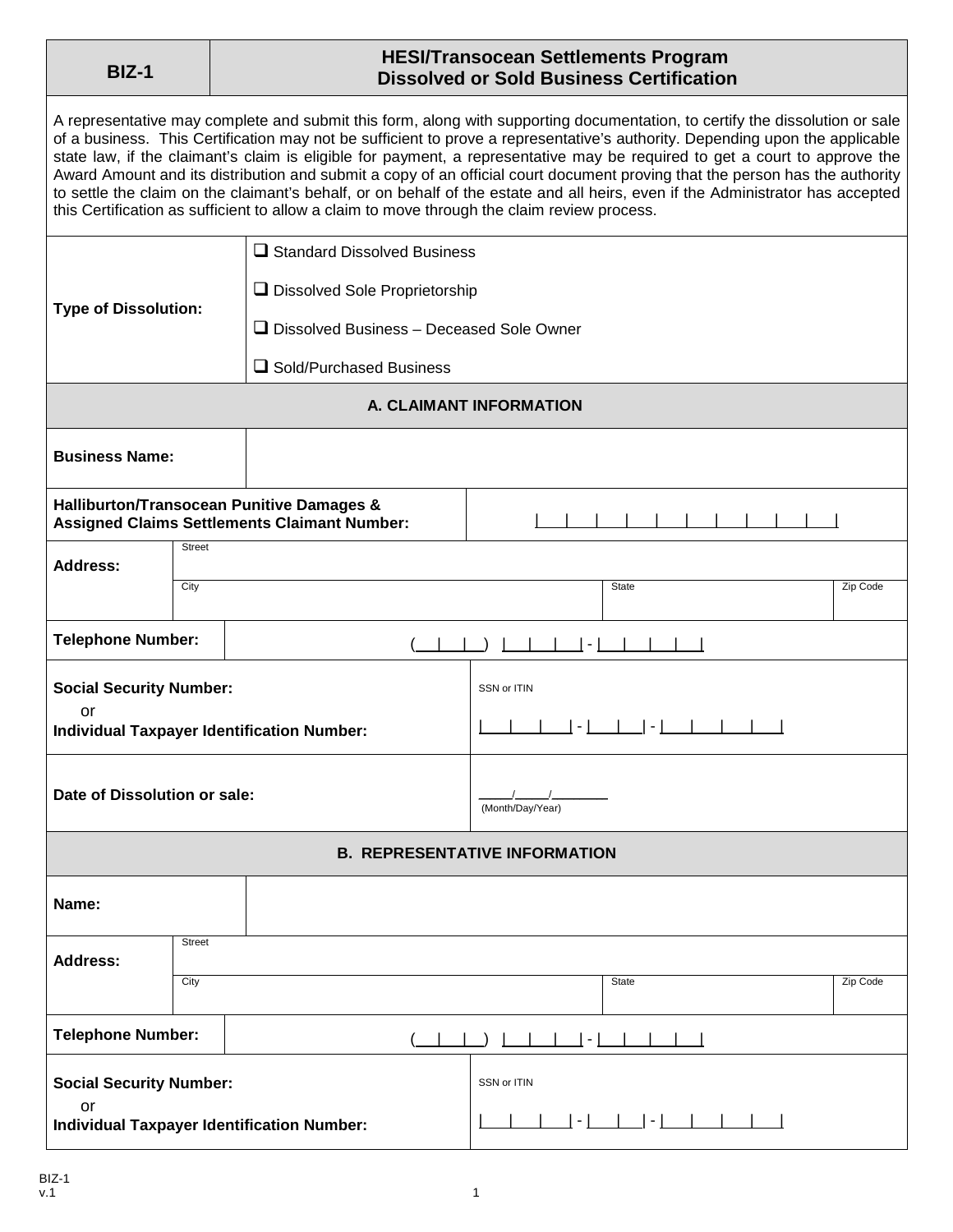| BIZ-1 | HESI/Transocean Settlements Program<br>Dissolved or Sold Business Certification |
|---|---|

A representative may complete and submit this form, along with supporting documentation, to certify the dissolution or sale of a business. This Certification may not be sufficient to prove a representative's authority. Depending upon the applicable state law, if the claimant's claim is eligible for payment, a representative may be required to get a court to approve the Award Amount and its distribution and submit a copy of an official court document proving that the person has the authority to settle the claim on the claimant's behalf, or on behalf of the estate and all heirs, even if the Administrator has accepted this Certification as sufficient to allow a claim to move through the claim review process.

**Type of Dissolution:**

- ❑ Standard Dissolved Business
- ❑ Dissolved Sole Proprietorship
- ❑ Dissolved Business – Deceased Sole Owner
- ❑ Sold/Purchased Business

## A. CLAIMANT INFORMATION

| | |
|---|---|
| **Business Name:** | |
| **Halliburton/Transocean Punitive Damages & Assigned Claims Settlements Claimant Number:** | \|___\|___\|___\|___\|___\|___\|___\|___\|___\|___\| |
| **Address:** | Street: |
| | City: State: Zip Code: |
| **Telephone Number:** | (___\|___\|___) \|___\|___\|___\| - \|___\|___\|___\|___\| |
| **Social Security Number:** or **Individual Taxpayer Identification Number:** | SSN or ITIN<br>\|___\|___\|___\| - \|___\|___\| - \|___\|___\|___\|___\| |
| **Date of Dissolution or sale:** | ____/____/_______ (Month/Day/Year) |

## B. REPRESENTATIVE INFORMATION

| | |
|---|---|
| **Name:** | |
| **Address:** | Street: |
| | City: State: Zip Code: |
| **Telephone Number:** | (___\|___\|___) \|___\|___\|___\| - \|___\|___\|___\|___\| |
| **Social Security Number:** or **Individual Taxpayer Identification Number:** | SSN or ITIN<br>\|___\|___\|___\| - \|___\|___\| - \|___\|___\|___\|___\| |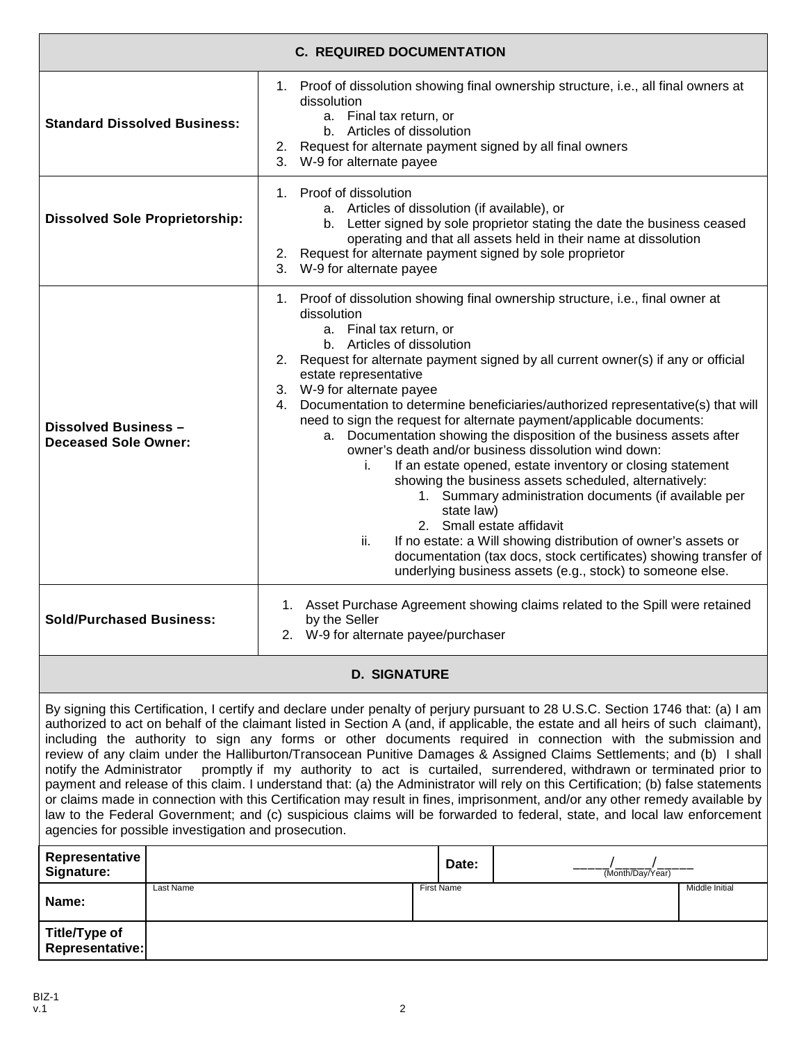## C. REQUIRED DOCUMENTATION

| | |
|---|---|
| **Standard Dissolved Business:** | 1. Proof of dissolution showing final ownership structure, i.e., all final owners at dissolution<br>a. Final tax return, or<br>b. Articles of dissolution<br>2. Request for alternate payment signed by all final owners<br>3. W-9 for alternate payee |
| **Dissolved Sole Proprietorship:** | 1. Proof of dissolution<br>a. Articles of dissolution (if available), or<br>b. Letter signed by sole proprietor stating the date the business ceased operating and that all assets held in their name at dissolution<br>2. Request for alternate payment signed by sole proprietor<br>3. W-9 for alternate payee |
| **Dissolved Business – Deceased Sole Owner:** | 1. Proof of dissolution showing final ownership structure, i.e., final owner at dissolution<br>a. Final tax return, or<br>b. Articles of dissolution<br>2. Request for alternate payment signed by all current owner(s) if any or official estate representative<br>3. W-9 for alternate payee<br>4. Documentation to determine beneficiaries/authorized representative(s) that will need to sign the request for alternate payment/applicable documents:<br>a. Documentation showing the disposition of the business assets after owner's death and/or business dissolution wind down:<br>i. If an estate opened, estate inventory or closing statement showing the business assets scheduled, alternatively:<br>1. Summary administration documents (if available per state law)<br>2. Small estate affidavit<br>ii. If no estate: a Will showing distribution of owner's assets or documentation (tax docs, stock certificates) showing transfer of underlying business assets (e.g., stock) to someone else. |
| **Sold/Purchased Business:** | 1. Asset Purchase Agreement showing claims related to the Spill were retained by the Seller<br>2. W-9 for alternate payee/purchaser |

## D. SIGNATURE

By signing this Certification, I certify and declare under penalty of perjury pursuant to 28 U.S.C. Section 1746 that: (a) I am authorized to act on behalf of the claimant listed in Section A (and, if applicable, the estate and all heirs of such claimant), including the authority to sign any forms or other documents required in connection with the submission and review of any claim under the Halliburton/Transocean Punitive Damages & Assigned Claims Settlements; and (b) I shall notify the Administrator promptly if my authority to act is curtailed, surrendered, withdrawn or terminated prior to payment and release of this claim. I understand that: (a) the Administrator will rely on this Certification; (b) false statements or claims made in connection with this Certification may result in fines, imprisonment, and/or any other remedy available by law to the Federal Government; and (c) suspicious claims will be forwarded to federal, state, and local law enforcement agencies for possible investigation and prosecution.

| | | | | |
|---|---|---|---|---|
| **Representative Signature:** | | **Date:** | \_\_\_\_/\_\_\_\_/\_\_\_\_ (Month/Day/Year) | |
| **Name:** | Last Name | First Name | | Middle Initial |
| **Title/Type of Representative:** | | | | |

BIZ-1
v.1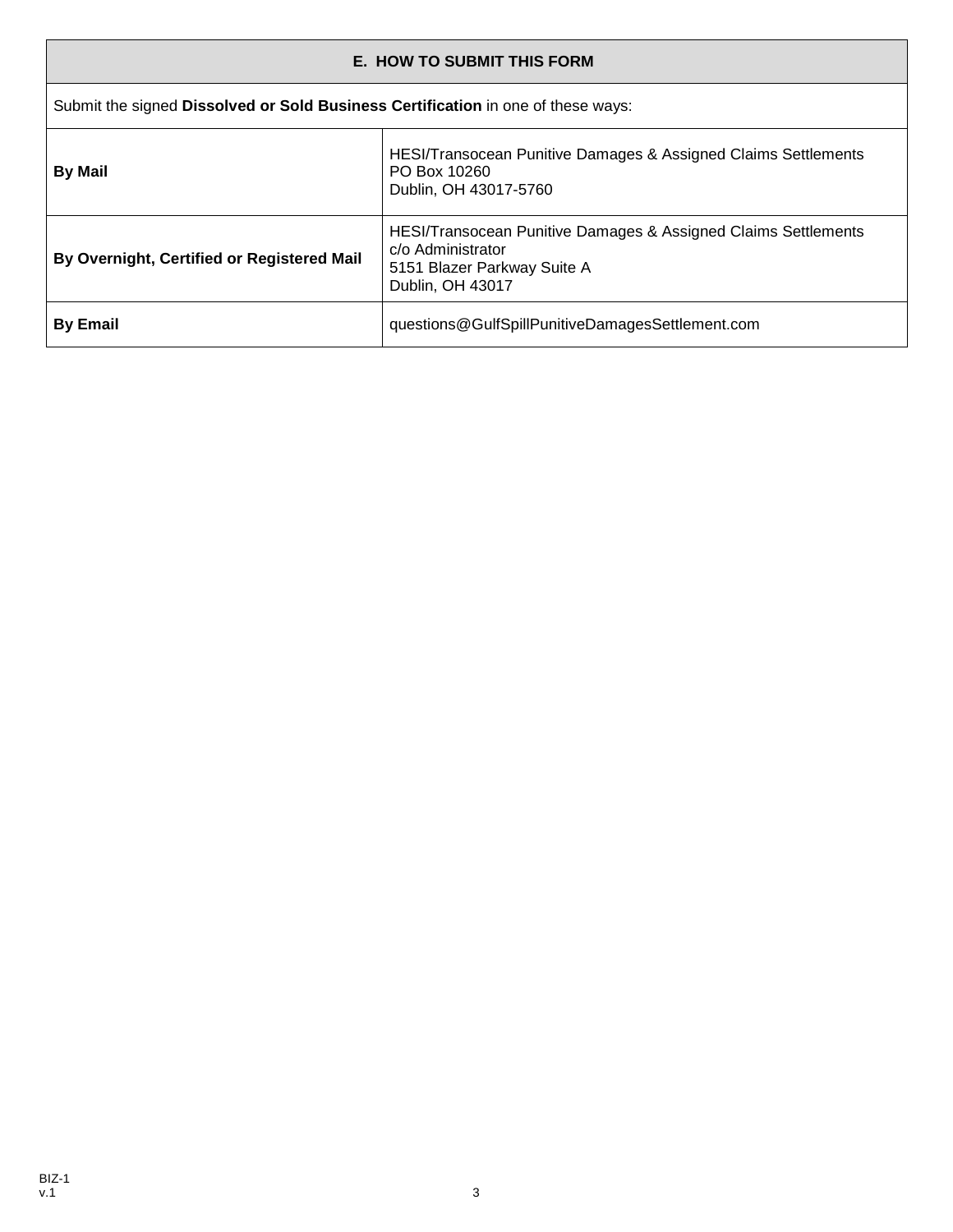## E. HOW TO SUBMIT THIS FORM

Submit the signed **Dissolved or Sold Business Certification** in one of these ways:

| | |
|---|---|
| **By Mail** | HESI/Transocean Punitive Damages & Assigned Claims Settlements<br>PO Box 10260<br>Dublin, OH 43017-5760 |
| **By Overnight, Certified or Registered Mail** | HESI/Transocean Punitive Damages & Assigned Claims Settlements<br>c/o Administrator<br>5151 Blazer Parkway Suite A<br>Dublin, OH 43017 |
| **By Email** | questions@GulfSpillPunitiveDamagesSettlement.com |

BIZ-1
v.1